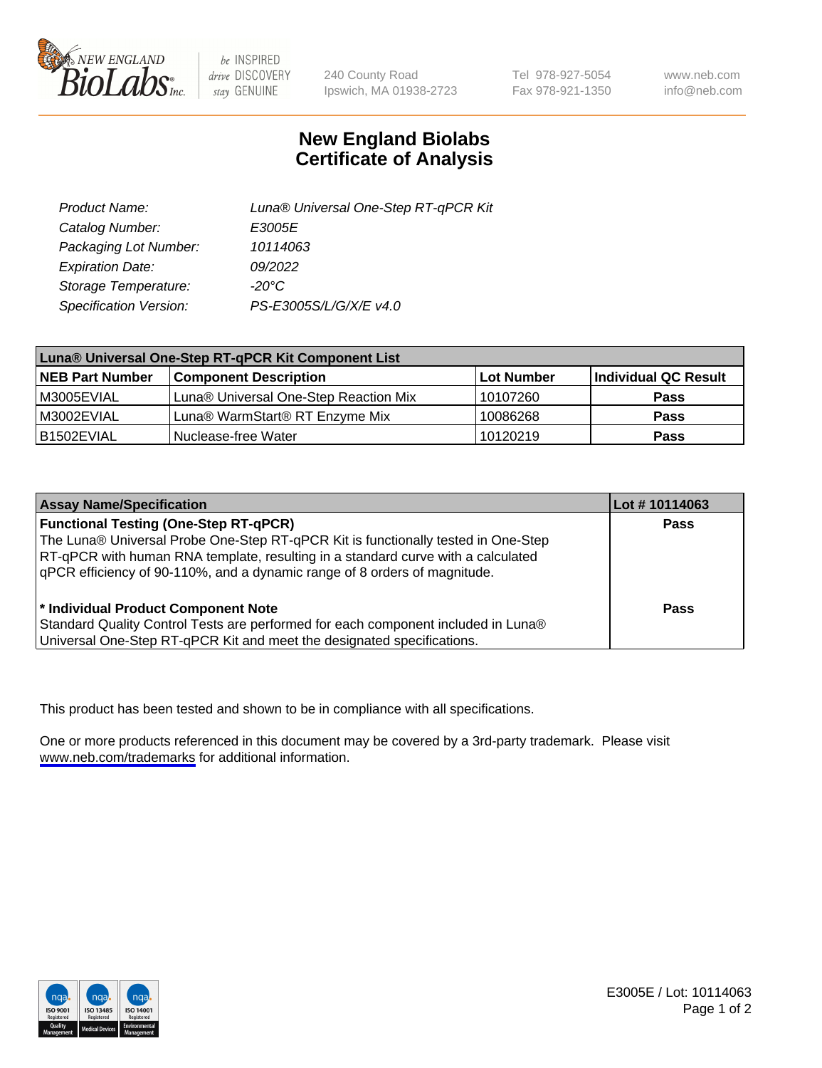# New England Biolabs
# Certificate of Analysis

| | |
|---|---|
| *Product Name:* | *Luna® Universal One-Step RT-qPCR Kit* |
| *Catalog Number:* | *E3005E* |
| *Packaging Lot Number:* | *10114063* |
| *Expiration Date:* | *09/2022* |
| *Storage Temperature:* | *-20°C* |
| *Specification Version:* | *PS-E3005S/L/G/X/E v4.0* |

| Luna® Universal One-Step RT-qPCR Kit Component List | | | |
|---|---|---|---|
| **NEB Part Number** | **Component Description** | **Lot Number** | **Individual QC Result** |
| M3005EVIAL | Luna® Universal One-Step Reaction Mix | 10107260 | **Pass** |
| M3002EVIAL | Luna® WarmStart® RT Enzyme Mix | 10086268 | **Pass** |
| B1502EVIAL | Nuclease-free Water | 10120219 | **Pass** |

| Assay Name/Specification | Lot # 10114063 |
|---|---|
| **Functional Testing (One-Step RT-qPCR)**<br>The Luna® Universal Probe One-Step RT-qPCR Kit is functionally tested in One-Step RT-qPCR with human RNA template, resulting in a standard curve with a calculated qPCR efficiency of 90-110%, and a dynamic range of 8 orders of magnitude. | **Pass** |
| **\* Individual Product Component Note**<br>Standard Quality Control Tests are performed for each component included in Luna® Universal One-Step RT-qPCR Kit and meet the designated specifications. | **Pass** |

This product has been tested and shown to be in compliance with all specifications.

One or more products referenced in this document may be covered by a 3rd-party trademark. Please visit www.neb.com/trademarks for additional information.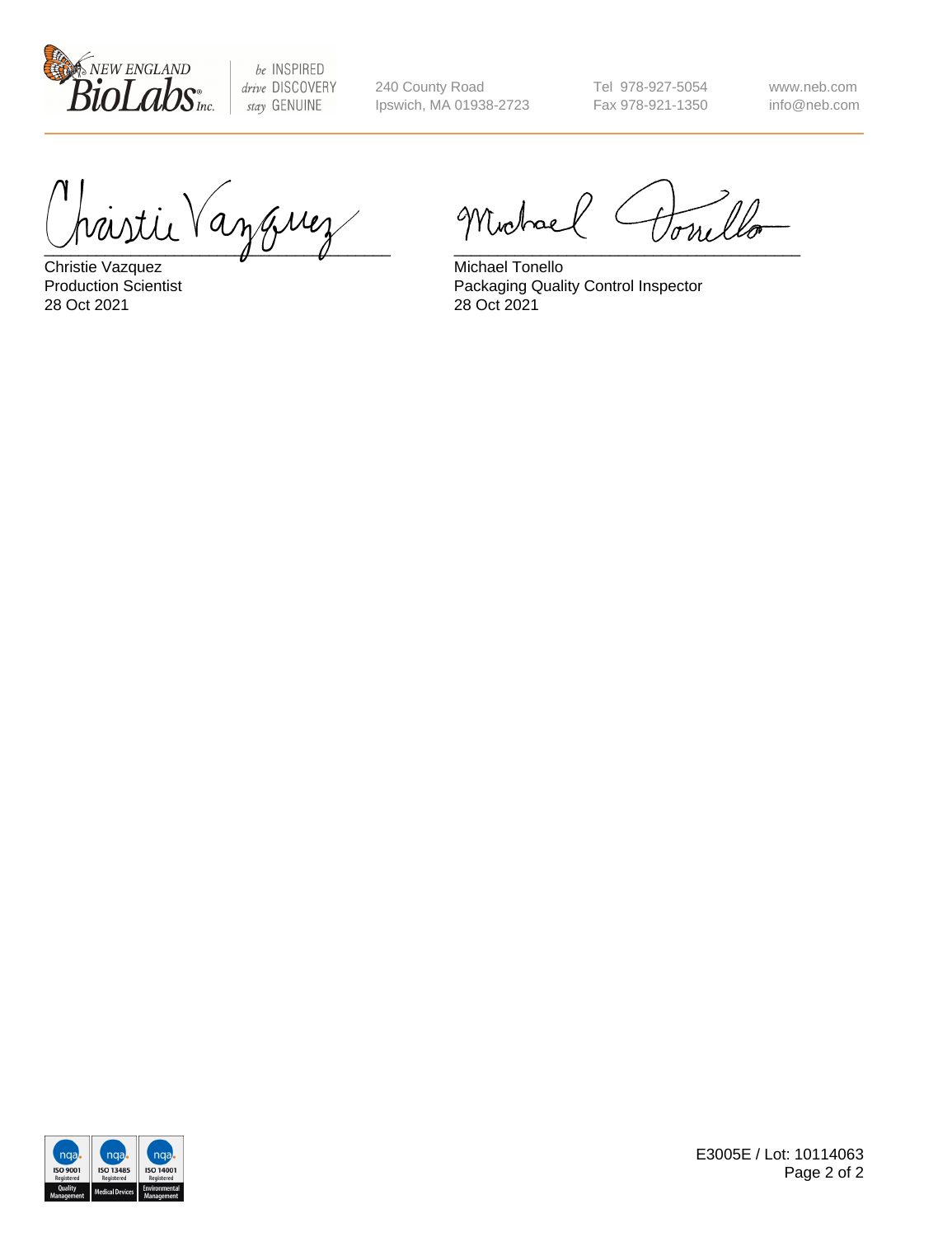Christie Vazquez
Production Scientist
28 Oct 2021

Michael Tonello
Packaging Quality Control Inspector
28 Oct 2021

E3005E / Lot: 10114063